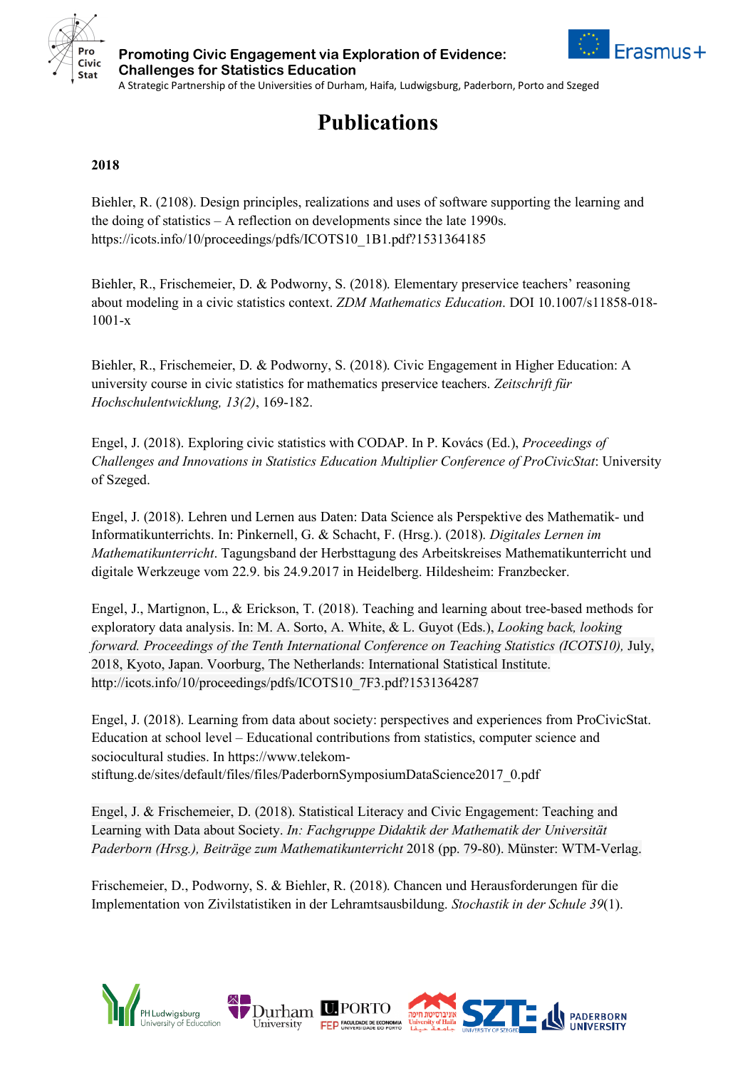# Publications

**2018**

Biehler, R. (2108). Design principles, realizations and uses of software supporting the learning and the doing of statistics – A reflection on developments since the late 1990s. https://icots.info/10/proceedings/pdfs/ICOTS10_1B1.pdf?1531364185

Biehler, R., Frischemeier, D. & Podworny, S. (2018). Elementary preservice teachers' reasoning about modeling in a civic statistics context. *ZDM Mathematics Education*. DOI 10.1007/s11858-018-1001-x

Biehler, R., Frischemeier, D. & Podworny, S. (2018). Civic Engagement in Higher Education: A university course in civic statistics for mathematics preservice teachers. *Zeitschrift für Hochschulentwicklung, 13(2)*, 169-182.

Engel, J. (2018). Exploring civic statistics with CODAP. In P. Kovács (Ed.), *Proceedings of Challenges and Innovations in Statistics Education Multiplier Conference of ProCivicStat*: University of Szeged.

Engel, J. (2018). Lehren und Lernen aus Daten: Data Science als Perspektive des Mathematik- und Informatikunterrichts. In: Pinkernell, G. & Schacht, F. (Hrsg.). (2018). *Digitales Lernen im Mathematikunterricht*. Tagungsband der Herbsttagung des Arbeitskreises Mathematikunterricht und digitale Werkzeuge vom 22.9. bis 24.9.2017 in Heidelberg. Hildesheim: Franzbecker.

Engel, J., Martignon, L., & Erickson, T. (2018). Teaching and learning about tree-based methods for exploratory data analysis. In: M. A. Sorto, A. White, & L. Guyot (Eds.), *Looking back, looking forward. Proceedings of the Tenth International Conference on Teaching Statistics (ICOTS10),* July, 2018, Kyoto, Japan. Voorburg, The Netherlands: International Statistical Institute. http://icots.info/10/proceedings/pdfs/ICOTS10_7F3.pdf?1531364287

Engel, J. (2018). Learning from data about society: perspectives and experiences from ProCivicStat. Education at school level – Educational contributions from statistics, computer science and sociocultural studies. In https://www.telekom-stiftung.de/sites/default/files/files/PaderbornSymposiumDataScience2017_0.pdf

Engel, J. & Frischemeier, D. (2018). Statistical Literacy and Civic Engagement: Teaching and Learning with Data about Society. *In: Fachgruppe Didaktik der Mathematik der Universität Paderborn (Hrsg.), Beiträge zum Mathematikunterricht* 2018 (pp. 79-80). Münster: WTM-Verlag.

Frischemeier, D., Podworny, S. & Biehler, R. (2018). Chancen und Herausforderungen für die Implementation von Zivilstatistiken in der Lehramtsausbildung. *Stochastik in der Schule 39*(1).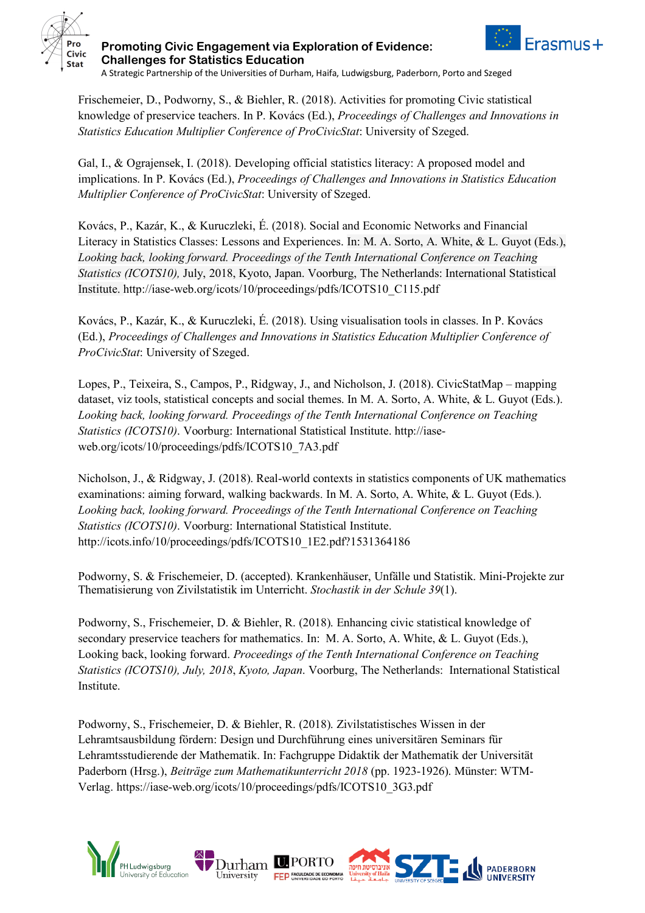Frischemeier, D., Podworny, S., & Biehler, R. (2018). Activities for promoting Civic statistical knowledge of preservice teachers. In P. Kovács (Ed.), *Proceedings of Challenges and Innovations in Statistics Education Multiplier Conference of ProCivicStat*: University of Szeged.

Gal, I., & Ograjensek, I. (2018). Developing official statistics literacy: A proposed model and implications. In P. Kovács (Ed.), *Proceedings of Challenges and Innovations in Statistics Education Multiplier Conference of ProCivicStat*: University of Szeged.

Kovács, P., Kazár, K., & Kuruczleki, É. (2018). Social and Economic Networks and Financial Literacy in Statistics Classes: Lessons and Experiences. In: M. A. Sorto, A. White, & L. Guyot (Eds.), *Looking back, looking forward. Proceedings of the Tenth International Conference on Teaching Statistics (ICOTS10),* July, 2018, Kyoto, Japan. Voorburg, The Netherlands: International Statistical Institute. http://iase-web.org/icots/10/proceedings/pdfs/ICOTS10_C115.pdf

Kovács, P., Kazár, K., & Kuruczleki, É. (2018). Using visualisation tools in classes. In P. Kovács (Ed.), *Proceedings of Challenges and Innovations in Statistics Education Multiplier Conference of ProCivicStat*: University of Szeged.

Lopes, P., Teixeira, S., Campos, P., Ridgway, J., and Nicholson, J. (2018). CivicStatMap – mapping dataset, viz tools, statistical concepts and social themes. In M. A. Sorto, A. White, & L. Guyot (Eds.). *Looking back, looking forward. Proceedings of the Tenth International Conference on Teaching Statistics (ICOTS10)*. Voorburg: International Statistical Institute. http://iase-web.org/icots/10/proceedings/pdfs/ICOTS10_7A3.pdf

Nicholson, J., & Ridgway, J. (2018). Real-world contexts in statistics components of UK mathematics examinations: aiming forward, walking backwards. In M. A. Sorto, A. White, & L. Guyot (Eds.). *Looking back, looking forward. Proceedings of the Tenth International Conference on Teaching Statistics (ICOTS10)*. Voorburg: International Statistical Institute. http://icots.info/10/proceedings/pdfs/ICOTS10_1E2.pdf?1531364186

Podworny, S. & Frischemeier, D. (accepted). Krankenhäuser, Unfälle und Statistik. Mini-Projekte zur Thematisierung von Zivilstatistik im Unterricht. *Stochastik in der Schule 39*(1).

Podworny, S., Frischemeier, D. & Biehler, R. (2018). Enhancing civic statistical knowledge of secondary preservice teachers for mathematics. In: M. A. Sorto, A. White, & L. Guyot (Eds.), Looking back, looking forward. *Proceedings of the Tenth International Conference on Teaching Statistics (ICOTS10), July, 2018, Kyoto, Japan*. Voorburg, The Netherlands: International Statistical Institute.

Podworny, S., Frischemeier, D. & Biehler, R. (2018). Zivilstatistisches Wissen in der Lehramtsausbildung fördern: Design und Durchführung eines universitären Seminars für Lehramtsstudierende der Mathematik. In: Fachgruppe Didaktik der Mathematik der Universität Paderborn (Hrsg.), *Beiträge zum Mathematikunterricht 2018* (pp. 1923-1926). Münster: WTM-Verlag. https://iase-web.org/icots/10/proceedings/pdfs/ICOTS10_3G3.pdf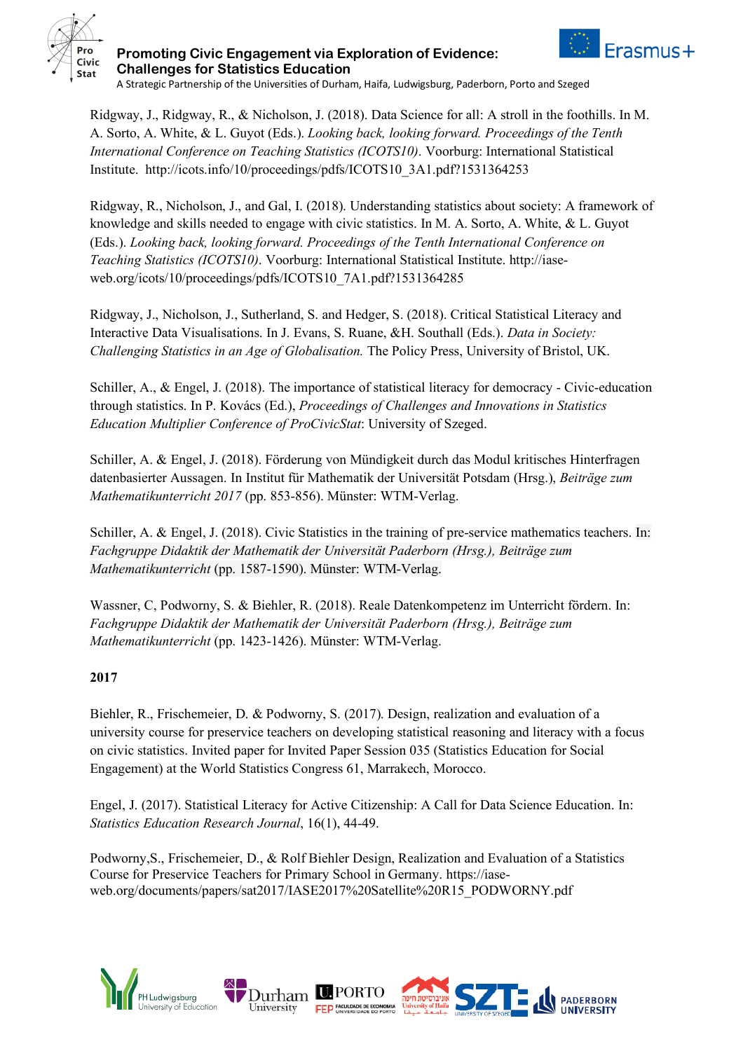Ridgway, J., Ridgway, R., & Nicholson, J. (2018). Data Science for all: A stroll in the foothills. In M. A. Sorto, A. White, & L. Guyot (Eds.). *Looking back, looking forward. Proceedings of the Tenth International Conference on Teaching Statistics (ICOTS10)*. Voorburg: International Statistical Institute. http://icots.info/10/proceedings/pdfs/ICOTS10_3A1.pdf?1531364253

Ridgway, R., Nicholson, J., and Gal, I. (2018). Understanding statistics about society: A framework of knowledge and skills needed to engage with civic statistics. In M. A. Sorto, A. White, & L. Guyot (Eds.). *Looking back, looking forward. Proceedings of the Tenth International Conference on Teaching Statistics (ICOTS10)*. Voorburg: International Statistical Institute. http://iase-web.org/icots/10/proceedings/pdfs/ICOTS10_7A1.pdf?1531364285

Ridgway, J., Nicholson, J., Sutherland, S. and Hedger, S. (2018). Critical Statistical Literacy and Interactive Data Visualisations. In J. Evans, S. Ruane, &H. Southall (Eds.). *Data in Society: Challenging Statistics in an Age of Globalisation.* The Policy Press, University of Bristol, UK.

Schiller, A., & Engel, J. (2018). The importance of statistical literacy for democracy - Civic-education through statistics. In P. Kovács (Ed.), *Proceedings of Challenges and Innovations in Statistics Education Multiplier Conference of ProCivicStat*: University of Szeged.

Schiller, A. & Engel, J. (2018). Förderung von Mündigkeit durch das Modul kritisches Hinterfragen datenbasierter Aussagen. In Institut für Mathematik der Universität Potsdam (Hrsg.), *Beiträge zum Mathematikunterricht 2017* (pp. 853-856). Münster: WTM-Verlag.

Schiller, A. & Engel, J. (2018). Civic Statistics in the training of pre-service mathematics teachers. In: *Fachgruppe Didaktik der Mathematik der Universität Paderborn (Hrsg.), Beiträge zum Mathematikunterricht* (pp. 1587-1590). Münster: WTM-Verlag.

Wassner, C, Podworny, S. & Biehler, R. (2018). Reale Datenkompetenz im Unterricht fördern. In: *Fachgruppe Didaktik der Mathematik der Universität Paderborn (Hrsg.), Beiträge zum Mathematikunterricht* (pp. 1423-1426). Münster: WTM-Verlag.

**2017**

Biehler, R., Frischemeier, D. & Podworny, S. (2017). Design, realization and evaluation of a university course for preservice teachers on developing statistical reasoning and literacy with a focus on civic statistics. Invited paper for Invited Paper Session 035 (Statistics Education for Social Engagement) at the World Statistics Congress 61, Marrakech, Morocco.

Engel, J. (2017). Statistical Literacy for Active Citizenship: A Call for Data Science Education. In: *Statistics Education Research Journal*, 16(1), 44-49.

Podworny,S., Frischemeier, D., & Rolf Biehler Design, Realization and Evaluation of a Statistics Course for Preservice Teachers for Primary School in Germany. https://iase-web.org/documents/papers/sat2017/IASE2017%20Satellite%20R15_PODWORNY.pdf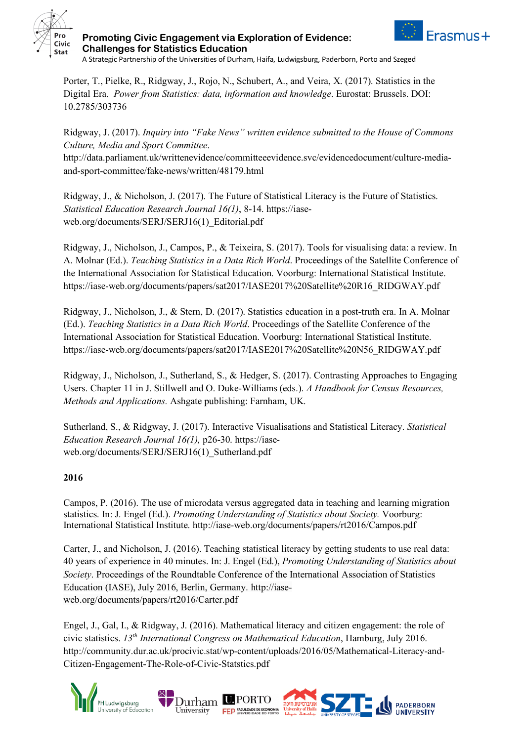Porter, T., Pielke, R., Ridgway, J., Rojo, N., Schubert, A., and Veira, X. (2017). Statistics in the Digital Era. *Power from Statistics: data, information and knowledge*. Eurostat: Brussels. DOI: 10.2785/303736

Ridgway, J. (2017). *Inquiry into "Fake News" written evidence submitted to the House of Commons Culture, Media and Sport Committee*. http://data.parliament.uk/writtenevidence/committeeevidence.svc/evidencedocument/culture-media-and-sport-committee/fake-news/written/48179.html

Ridgway, J., & Nicholson, J. (2017). The Future of Statistical Literacy is the Future of Statistics. *Statistical Education Research Journal 16(1)*, 8-14. https://iase-web.org/documents/SERJ/SERJ16(1)_Editorial.pdf

Ridgway, J., Nicholson, J., Campos, P., & Teixeira, S. (2017). Tools for visualising data: a review. In A. Molnar (Ed.). *Teaching Statistics in a Data Rich World*. Proceedings of the Satellite Conference of the International Association for Statistical Education. Voorburg: International Statistical Institute. https://iase-web.org/documents/papers/sat2017/IASE2017%20Satellite%20R16_RIDGWAY.pdf

Ridgway, J., Nicholson, J., & Stern, D. (2017). Statistics education in a post-truth era. In A. Molnar (Ed.). *Teaching Statistics in a Data Rich World*. Proceedings of the Satellite Conference of the International Association for Statistical Education. Voorburg: International Statistical Institute. https://iase-web.org/documents/papers/sat2017/IASE2017%20Satellite%20N56_RIDGWAY.pdf

Ridgway, J., Nicholson, J., Sutherland, S., & Hedger, S. (2017). Contrasting Approaches to Engaging Users. Chapter 11 in J. Stillwell and O. Duke-Williams (eds.). *A Handbook for Census Resources, Methods and Applications.* Ashgate publishing: Farnham, UK.

Sutherland, S., & Ridgway, J. (2017). Interactive Visualisations and Statistical Literacy. *Statistical Education Research Journal 16(1),* p26-30. https://iase-web.org/documents/SERJ/SERJ16(1)_Sutherland.pdf

**2016**

Campos, P. (2016). The use of microdata versus aggregated data in teaching and learning migration statistics. In: J. Engel (Ed.). *Promoting Understanding of Statistics about Society.* Voorburg: International Statistical Institute. http://iase-web.org/documents/papers/rt2016/Campos.pdf

Carter, J., and Nicholson, J. (2016). Teaching statistical literacy by getting students to use real data: 40 years of experience in 40 minutes. In: J. Engel (Ed.), *Promoting Understanding of Statistics about Society*. Proceedings of the Roundtable Conference of the International Association of Statistics Education (IASE), July 2016, Berlin, Germany. http://iase-web.org/documents/papers/rt2016/Carter.pdf

Engel, J., Gal, I., & Ridgway, J. (2016). Mathematical literacy and citizen engagement: the role of civic statistics. *13th International Congress on Mathematical Education*, Hamburg, July 2016. http://community.dur.ac.uk/procivic.stat/wp-content/uploads/2016/05/Mathematical-Literacy-and-Citizen-Engagement-The-Role-of-Civic-Statstics.pdf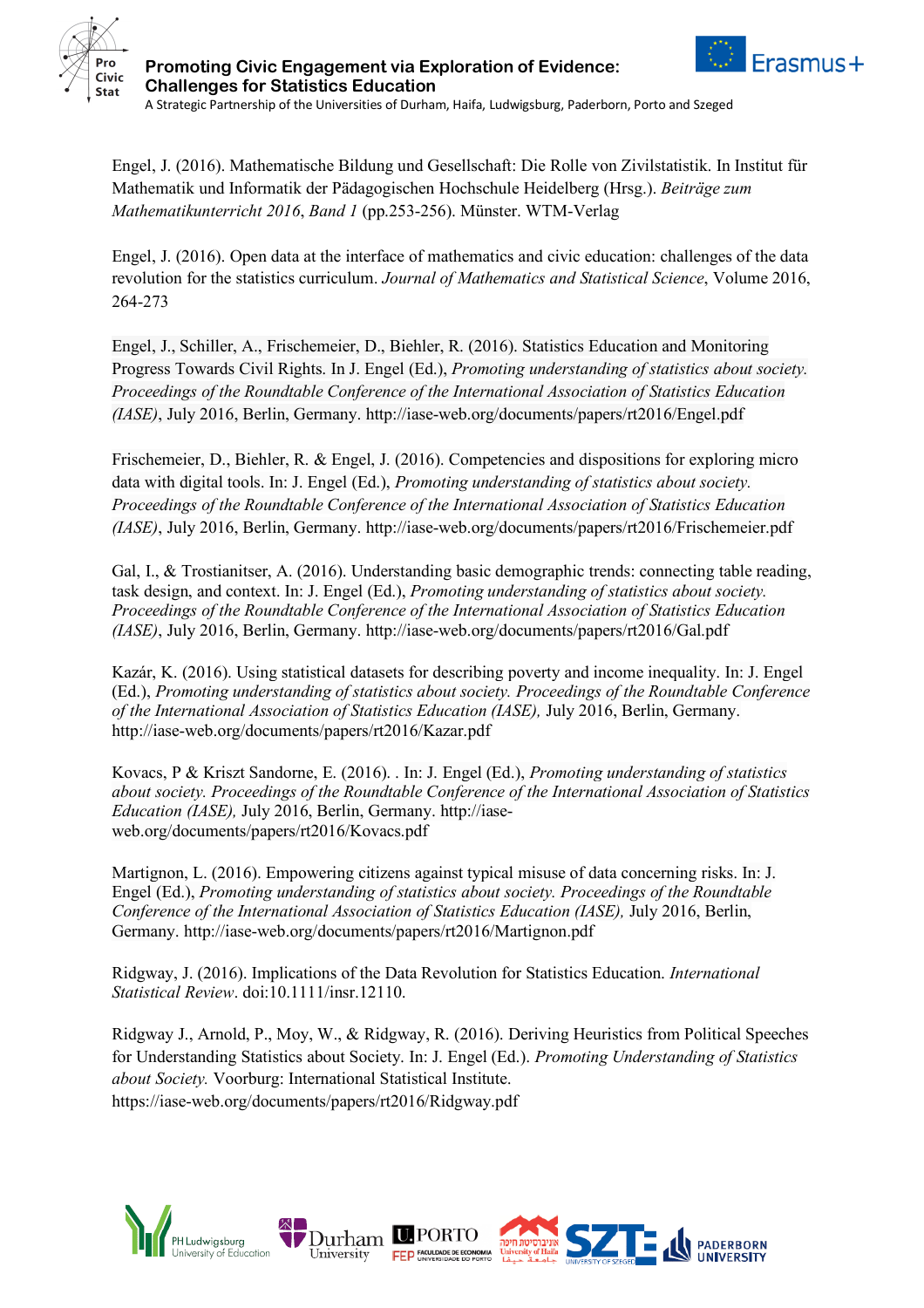Engel, J. (2016). Mathematische Bildung und Gesellschaft: Die Rolle von Zivilstatistik. In Institut für Mathematik und Informatik der Pädagogischen Hochschule Heidelberg (Hrsg.). *Beiträge zum Mathematikunterricht 2016*, *Band 1* (pp.253-256). Münster. WTM-Verlag

Engel, J. (2016). Open data at the interface of mathematics and civic education: challenges of the data revolution for the statistics curriculum. *Journal of Mathematics and Statistical Science*, Volume 2016, 264-273

Engel, J., Schiller, A., Frischemeier, D., Biehler, R. (2016). Statistics Education and Monitoring Progress Towards Civil Rights. In J. Engel (Ed.), *Promoting understanding of statistics about society. Proceedings of the Roundtable Conference of the International Association of Statistics Education (IASE)*, July 2016, Berlin, Germany. http://iase-web.org/documents/papers/rt2016/Engel.pdf

Frischemeier, D., Biehler, R. & Engel, J. (2016). Competencies and dispositions for exploring micro data with digital tools. In: J. Engel (Ed.), *Promoting understanding of statistics about society. Proceedings of the Roundtable Conference of the International Association of Statistics Education (IASE)*, July 2016, Berlin, Germany. http://iase-web.org/documents/papers/rt2016/Frischemeier.pdf

Gal, I., & Trostianitser, A. (2016). Understanding basic demographic trends: connecting table reading, task design, and context. In: J. Engel (Ed.), *Promoting understanding of statistics about society. Proceedings of the Roundtable Conference of the International Association of Statistics Education (IASE)*, July 2016, Berlin, Germany. http://iase-web.org/documents/papers/rt2016/Gal.pdf

Kazár, K. (2016). Using statistical datasets for describing poverty and income inequality. In: J. Engel (Ed.), *Promoting understanding of statistics about society. Proceedings of the Roundtable Conference of the International Association of Statistics Education (IASE),* July 2016, Berlin, Germany. http://iase-web.org/documents/papers/rt2016/Kazar.pdf

Kovacs, P & Kriszt Sandorne, E. (2016). . In: J. Engel (Ed.), *Promoting understanding of statistics about society. Proceedings of the Roundtable Conference of the International Association of Statistics Education (IASE),* July 2016, Berlin, Germany. http://iase-web.org/documents/papers/rt2016/Kovacs.pdf

Martignon, L. (2016). Empowering citizens against typical misuse of data concerning risks. In: J. Engel (Ed.), *Promoting understanding of statistics about society. Proceedings of the Roundtable Conference of the International Association of Statistics Education (IASE),* July 2016, Berlin, Germany. http://iase-web.org/documents/papers/rt2016/Martignon.pdf

Ridgway, J. (2016). Implications of the Data Revolution for Statistics Education. *International Statistical Review*. doi:10.1111/insr.12110.

Ridgway J., Arnold, P., Moy, W., & Ridgway, R. (2016). Deriving Heuristics from Political Speeches for Understanding Statistics about Society. In: J. Engel (Ed.). *Promoting Understanding of Statistics about Society.* Voorburg: International Statistical Institute. https://iase-web.org/documents/papers/rt2016/Ridgway.pdf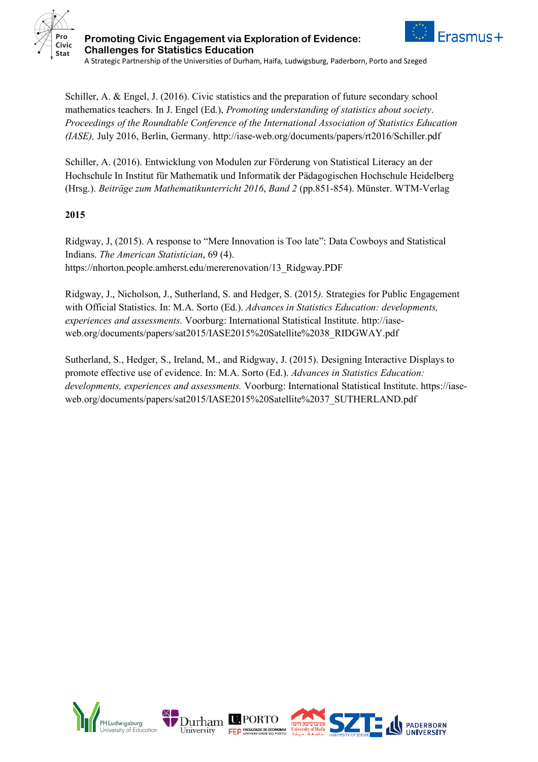Schiller, A. & Engel, J. (2016). Civic statistics and the preparation of future secondary school mathematics teachers. In J. Engel (Ed.), *Promoting understanding of statistics about society*. *Proceedings of the Roundtable Conference of the International Association of Statistics Education (IASE),* July 2016, Berlin, Germany. http://iase-web.org/documents/papers/rt2016/Schiller.pdf

Schiller, A. (2016). Entwicklung von Modulen zur Förderung von Statistical Literacy an der Hochschule In Institut für Mathematik und Informatik der Pädagogischen Hochschule Heidelberg (Hrsg.). *Beiträge zum Mathematikunterricht 2016*, *Band 2* (pp.851-854). Münster. WTM-Verlag

**2015**

Ridgway, J, (2015). A response to "Mere Innovation is Too late": Data Cowboys and Statistical Indians. *The American Statistician*, 69 (4). https://nhorton.people.amherst.edu/mererenovation/13_Ridgway.PDF

Ridgway, J., Nicholson, J., Sutherland, S. and Hedger, S. (2015*).* Strategies for Public Engagement with Official Statistics. In: M.A. Sorto (Ed.). *Advances in Statistics Education: developments, experiences and assessments.* Voorburg: International Statistical Institute. http://iase-web.org/documents/papers/sat2015/IASE2015%20Satellite%2038_RIDGWAY.pdf

Sutherland, S., Hedger, S., Ireland, M., and Ridgway, J. (2015). Designing Interactive Displays to promote effective use of evidence. In: M.A. Sorto (Ed.). *Advances in Statistics Education: developments, experiences and assessments.* Voorburg: International Statistical Institute. https://iase-web.org/documents/papers/sat2015/IASE2015%20Satellite%2037_SUTHERLAND.pdf